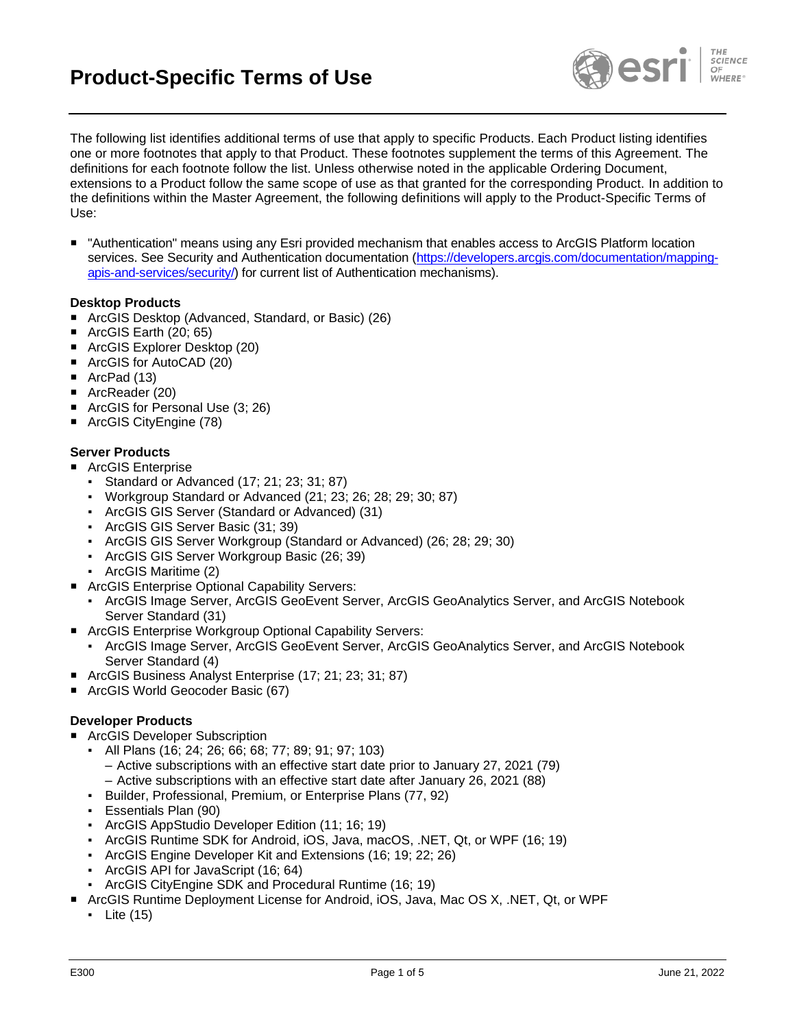# Product-Specific Terms of Use

The following list identifies additional terms of use that apply to specific Products. Each Product listing identifies one or more footnotes that apply to that Product. These footnotes supplement the terms of this Agreement. The definitions for each footnote follow the list. Unless otherwise noted in the applicable Ordering Document, extensions to a Product follow the same scope of use as that granted for the corresponding Product. In addition to the definitions within the Master Agreement, the following definitions will apply to the Product-Specific Terms of Use:

- "Authentication" means using any Esri provided mechanism that enables access to ArcGIS Platform location services. See Security and Authentication documentation ([https://developers.arcgis.com/documentation/mapping-apis-and-services/security/](https://developers.arcgis.com/documentation/mapping-apis-and-services/security/)) for current list of Authentication mechanisms).

**Desktop Products**

- ArcGIS Desktop (Advanced, Standard, or Basic) (26)
- ArcGIS Earth (20; 65)
- ArcGIS Explorer Desktop (20)
- ArcGIS for AutoCAD (20)
- ArcPad (13)
- ArcReader (20)
- ArcGIS for Personal Use (3; 26)
- ArcGIS CityEngine (78)

**Server Products**

- ArcGIS Enterprise
  - Standard or Advanced (17; 21; 23; 31; 87)
  - Workgroup Standard or Advanced (21; 23; 26; 28; 29; 30; 87)
  - ArcGIS GIS Server (Standard or Advanced) (31)
  - ArcGIS GIS Server Basic (31; 39)
  - ArcGIS GIS Server Workgroup (Standard or Advanced) (26; 28; 29; 30)
  - ArcGIS GIS Server Workgroup Basic (26; 39)
  - ArcGIS Maritime (2)
- ArcGIS Enterprise Optional Capability Servers:
  - ArcGIS Image Server, ArcGIS GeoEvent Server, ArcGIS GeoAnalytics Server, and ArcGIS Notebook Server Standard (31)
- ArcGIS Enterprise Workgroup Optional Capability Servers:
  - ArcGIS Image Server, ArcGIS GeoEvent Server, ArcGIS GeoAnalytics Server, and ArcGIS Notebook Server Standard (4)
- ArcGIS Business Analyst Enterprise (17; 21; 23; 31; 87)
- ArcGIS World Geocoder Basic (67)

**Developer Products**

- ArcGIS Developer Subscription
  - All Plans (16; 24; 26; 66; 68; 77; 89; 91; 97; 103)
    - – Active subscriptions with an effective start date prior to January 27, 2021 (79)
    - – Active subscriptions with an effective start date after January 26, 2021 (88)
  - Builder, Professional, Premium, or Enterprise Plans (77, 92)
  - Essentials Plan (90)
  - ArcGIS AppStudio Developer Edition (11; 16; 19)
  - ArcGIS Runtime SDK for Android, iOS, Java, macOS, .NET, Qt, or WPF (16; 19)
  - ArcGIS Engine Developer Kit and Extensions (16; 19; 22; 26)
  - ArcGIS API for JavaScript (16; 64)
  - ArcGIS CityEngine SDK and Procedural Runtime (16; 19)
- ArcGIS Runtime Deployment License for Android, iOS, Java, Mac OS X, .NET, Qt, or WPF
  - Lite (15)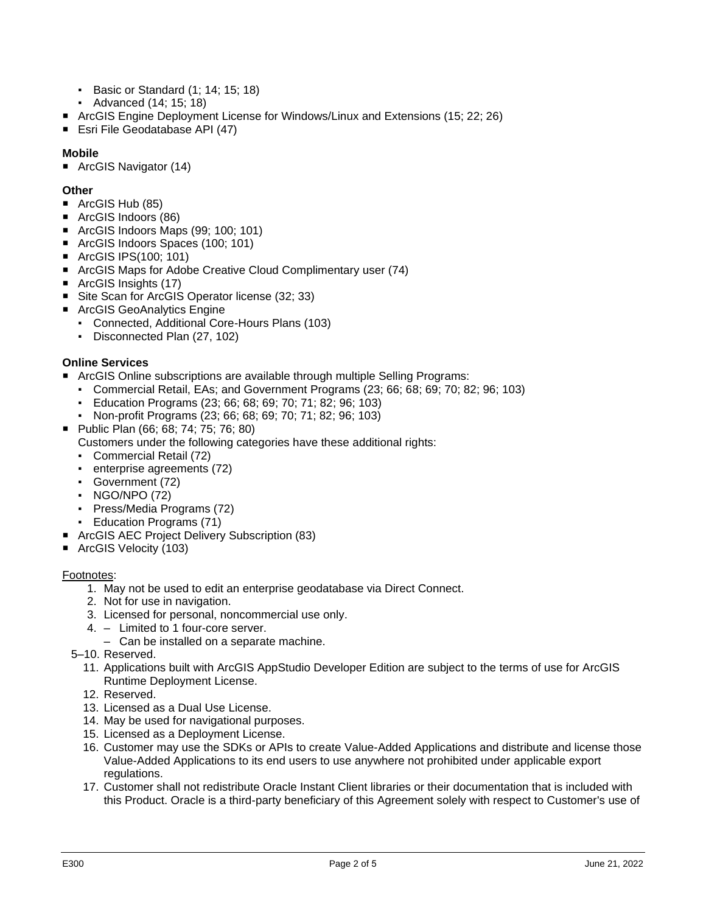- Basic or Standard (1; 14; 15; 18)
- Advanced (14; 15; 18)
- ArcGIS Engine Deployment License for Windows/Linux and Extensions (15; 22; 26)
- Esri File Geodatabase API (47)

**Mobile**

- ArcGIS Navigator (14)

**Other**

- ArcGIS Hub (85)
- ArcGIS Indoors (86)
- ArcGIS Indoors Maps (99; 100; 101)
- ArcGIS Indoors Spaces (100; 101)
- ArcGIS IPS(100; 101)
- ArcGIS Maps for Adobe Creative Cloud Complimentary user (74)
- ArcGIS Insights (17)
- Site Scan for ArcGIS Operator license (32; 33)
- ArcGIS GeoAnalytics Engine
  - Connected, Additional Core-Hours Plans (103)
  - Disconnected Plan (27, 102)

**Online Services**

- ArcGIS Online subscriptions are available through multiple Selling Programs:
  - Commercial Retail, EAs; and Government Programs (23; 66; 68; 69; 70; 82; 96; 103)
  - Education Programs (23; 66; 68; 69; 70; 71; 82; 96; 103)
  - Non-profit Programs (23; 66; 68; 69; 70; 71; 82; 96; 103)
- Public Plan (66; 68; 74; 75; 76; 80)
  Customers under the following categories have these additional rights:
  - Commercial Retail (72)
  - enterprise agreements (72)
  - Government (72)
  - NGO/NPO (72)
  - Press/Media Programs (72)
  - Education Programs (71)
- ArcGIS AEC Project Delivery Subscription (83)
- ArcGIS Velocity (103)

Footnotes:

1. May not be used to edit an enterprise geodatabase via Direct Connect.
2. Not for use in navigation.
3. Licensed for personal, noncommercial use only.
4. – Limited to 1 four-core server.
   – Can be installed on a separate machine.

5–10. Reserved.

11. Applications built with ArcGIS AppStudio Developer Edition are subject to the terms of use for ArcGIS Runtime Deployment License.
12. Reserved.
13. Licensed as a Dual Use License.
14. May be used for navigational purposes.
15. Licensed as a Deployment License.
16. Customer may use the SDKs or APIs to create Value-Added Applications and distribute and license those Value-Added Applications to its end users to use anywhere not prohibited under applicable export regulations.
17. Customer shall not redistribute Oracle Instant Client libraries or their documentation that is included with this Product. Oracle is a third-party beneficiary of this Agreement solely with respect to Customer's use of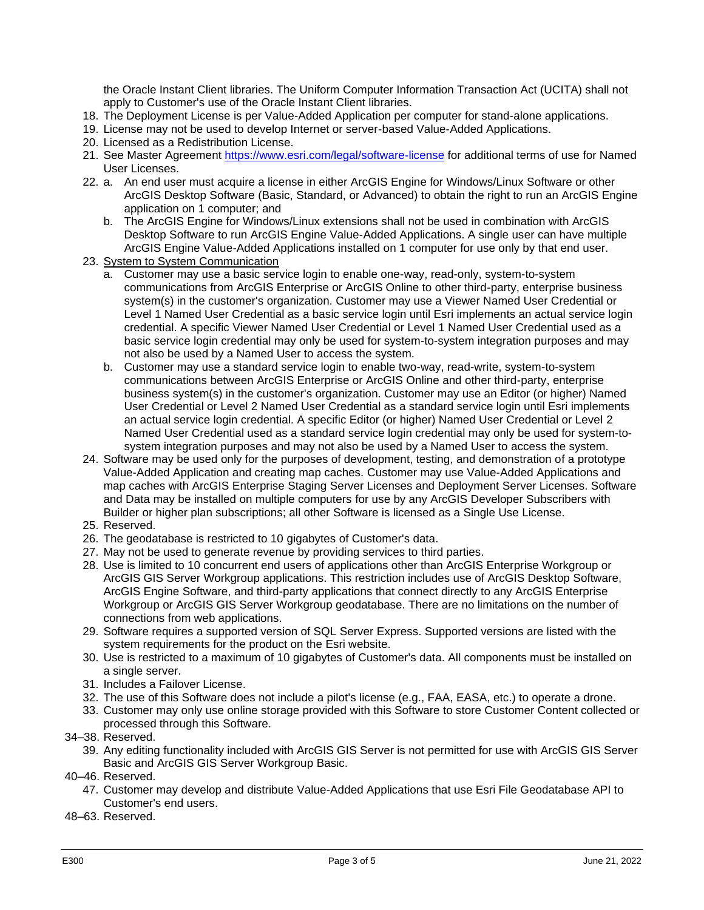the Oracle Instant Client libraries. The Uniform Computer Information Transaction Act (UCITA) shall not apply to Customer's use of the Oracle Instant Client libraries.

18. The Deployment License is per Value-Added Application per computer for stand-alone applications.
19. License may not be used to develop Internet or server-based Value-Added Applications.
20. Licensed as a Redistribution License.
21. See Master Agreement https://www.esri.com/legal/software-license for additional terms of use for Named User Licenses.
22. a. An end user must acquire a license in either ArcGIS Engine for Windows/Linux Software or other ArcGIS Desktop Software (Basic, Standard, or Advanced) to obtain the right to run an ArcGIS Engine application on 1 computer; and
    b. The ArcGIS Engine for Windows/Linux extensions shall not be used in combination with ArcGIS Desktop Software to run ArcGIS Engine Value-Added Applications. A single user can have multiple ArcGIS Engine Value-Added Applications installed on 1 computer for use only by that end user.
23. <u>System to System Communication</u>
    a. Customer may use a basic service login to enable one-way, read-only, system-to-system communications from ArcGIS Enterprise or ArcGIS Online to other third-party, enterprise business system(s) in the customer's organization. Customer may use a Viewer Named User Credential or Level 1 Named User Credential as a basic service login until Esri implements an actual service login credential. A specific Viewer Named User Credential or Level 1 Named User Credential used as a basic service login credential may only be used for system-to-system integration purposes and may not also be used by a Named User to access the system.
    b. Customer may use a standard service login to enable two-way, read-write, system-to-system communications between ArcGIS Enterprise or ArcGIS Online and other third-party, enterprise business system(s) in the customer's organization. Customer may use an Editor (or higher) Named User Credential or Level 2 Named User Credential as a standard service login until Esri implements an actual service login credential. A specific Editor (or higher) Named User Credential or Level 2 Named User Credential used as a standard service login credential may only be used for system-to-system integration purposes and may not also be used by a Named User to access the system.
24. Software may be used only for the purposes of development, testing, and demonstration of a prototype Value-Added Application and creating map caches. Customer may use Value-Added Applications and map caches with ArcGIS Enterprise Staging Server Licenses and Deployment Server Licenses. Software and Data may be installed on multiple computers for use by any ArcGIS Developer Subscribers with Builder or higher plan subscriptions; all other Software is licensed as a Single Use License.
25. Reserved.
26. The geodatabase is restricted to 10 gigabytes of Customer's data.
27. May not be used to generate revenue by providing services to third parties.
28. Use is limited to 10 concurrent end users of applications other than ArcGIS Enterprise Workgroup or ArcGIS GIS Server Workgroup applications. This restriction includes use of ArcGIS Desktop Software, ArcGIS Engine Software, and third-party applications that connect directly to any ArcGIS Enterprise Workgroup or ArcGIS GIS Server Workgroup geodatabase. There are no limitations on the number of connections from web applications.
29. Software requires a supported version of SQL Server Express. Supported versions are listed with the system requirements for the product on the Esri website.
30. Use is restricted to a maximum of 10 gigabytes of Customer's data. All components must be installed on a single server.
31. Includes a Failover License.
32. The use of this Software does not include a pilot's license (e.g., FAA, EASA, etc.) to operate a drone.
33. Customer may only use online storage provided with this Software to store Customer Content collected or processed through this Software.

34–38. Reserved.

39. Any editing functionality included with ArcGIS GIS Server is not permitted for use with ArcGIS GIS Server Basic and ArcGIS GIS Server Workgroup Basic.

40–46. Reserved.

47. Customer may develop and distribute Value-Added Applications that use Esri File Geodatabase API to Customer's end users.

48–63. Reserved.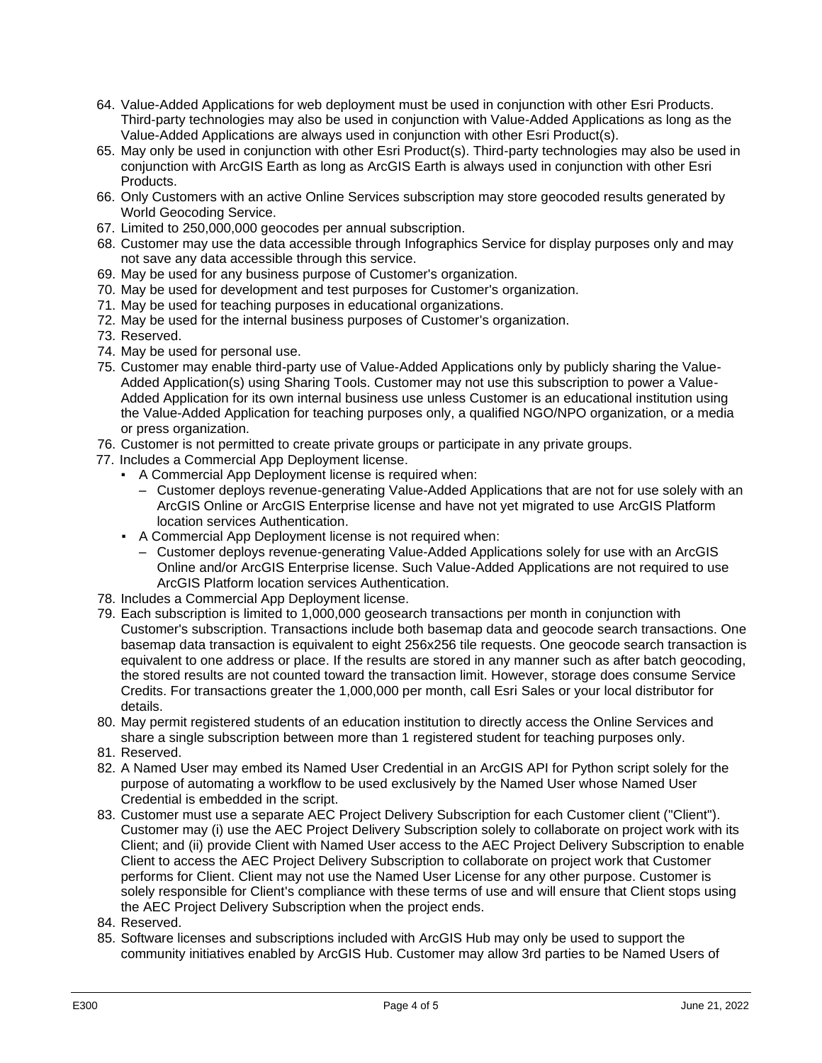64. Value-Added Applications for web deployment must be used in conjunction with other Esri Products. Third-party technologies may also be used in conjunction with Value-Added Applications as long as the Value-Added Applications are always used in conjunction with other Esri Product(s).
65. May only be used in conjunction with other Esri Product(s). Third-party technologies may also be used in conjunction with ArcGIS Earth as long as ArcGIS Earth is always used in conjunction with other Esri Products.
66. Only Customers with an active Online Services subscription may store geocoded results generated by World Geocoding Service.
67. Limited to 250,000,000 geocodes per annual subscription.
68. Customer may use the data accessible through Infographics Service for display purposes only and may not save any data accessible through this service.
69. May be used for any business purpose of Customer's organization.
70. May be used for development and test purposes for Customer's organization.
71. May be used for teaching purposes in educational organizations.
72. May be used for the internal business purposes of Customer's organization.
73. Reserved.
74. May be used for personal use.
75. Customer may enable third-party use of Value-Added Applications only by publicly sharing the Value-Added Application(s) using Sharing Tools. Customer may not use this subscription to power a Value-Added Application for its own internal business use unless Customer is an educational institution using the Value-Added Application for teaching purposes only, a qualified NGO/NPO organization, or a media or press organization.
76. Customer is not permitted to create private groups or participate in any private groups.
77. Includes a Commercial App Deployment license.
    - A Commercial App Deployment license is required when:
      - Customer deploys revenue-generating Value-Added Applications that are not for use solely with an ArcGIS Online or ArcGIS Enterprise license and have not yet migrated to use ArcGIS Platform location services Authentication.
    - A Commercial App Deployment license is not required when:
      - Customer deploys revenue-generating Value-Added Applications solely for use with an ArcGIS Online and/or ArcGIS Enterprise license. Such Value-Added Applications are not required to use ArcGIS Platform location services Authentication.
78. Includes a Commercial App Deployment license.
79. Each subscription is limited to 1,000,000 geosearch transactions per month in conjunction with Customer's subscription. Transactions include both basemap data and geocode search transactions. One basemap data transaction is equivalent to eight 256x256 tile requests. One geocode search transaction is equivalent to one address or place. If the results are stored in any manner such as after batch geocoding, the stored results are not counted toward the transaction limit. However, storage does consume Service Credits. For transactions greater the 1,000,000 per month, call Esri Sales or your local distributor for details.
80. May permit registered students of an education institution to directly access the Online Services and share a single subscription between more than 1 registered student for teaching purposes only.
81. Reserved.
82. A Named User may embed its Named User Credential in an ArcGIS API for Python script solely for the purpose of automating a workflow to be used exclusively by the Named User whose Named User Credential is embedded in the script.
83. Customer must use a separate AEC Project Delivery Subscription for each Customer client ("Client"). Customer may (i) use the AEC Project Delivery Subscription solely to collaborate on project work with its Client; and (ii) provide Client with Named User access to the AEC Project Delivery Subscription to enable Client to access the AEC Project Delivery Subscription to collaborate on project work that Customer performs for Client. Client may not use the Named User License for any other purpose. Customer is solely responsible for Client's compliance with these terms of use and will ensure that Client stops using the AEC Project Delivery Subscription when the project ends.
84. Reserved.
85. Software licenses and subscriptions included with ArcGIS Hub may only be used to support the community initiatives enabled by ArcGIS Hub. Customer may allow 3rd parties to be Named Users of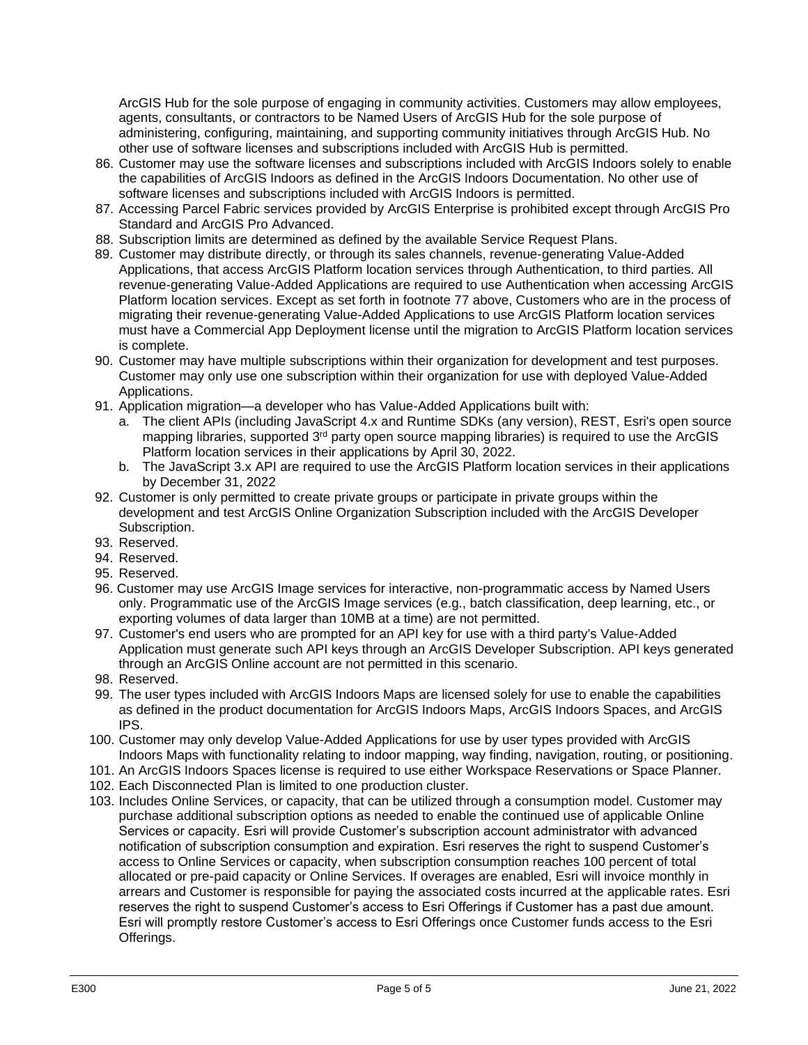ArcGIS Hub for the sole purpose of engaging in community activities. Customers may allow employees, agents, consultants, or contractors to be Named Users of ArcGIS Hub for the sole purpose of administering, configuring, maintaining, and supporting community initiatives through ArcGIS Hub. No other use of software licenses and subscriptions included with ArcGIS Hub is permitted.

86. Customer may use the software licenses and subscriptions included with ArcGIS Indoors solely to enable the capabilities of ArcGIS Indoors as defined in the ArcGIS Indoors Documentation. No other use of software licenses and subscriptions included with ArcGIS Indoors is permitted.
87. Accessing Parcel Fabric services provided by ArcGIS Enterprise is prohibited except through ArcGIS Pro Standard and ArcGIS Pro Advanced.
88. Subscription limits are determined as defined by the available Service Request Plans.
89. Customer may distribute directly, or through its sales channels, revenue-generating Value-Added Applications, that access ArcGIS Platform location services through Authentication, to third parties. All revenue-generating Value-Added Applications are required to use Authentication when accessing ArcGIS Platform location services. Except as set forth in footnote 77 above, Customers who are in the process of migrating their revenue-generating Value-Added Applications to use ArcGIS Platform location services must have a Commercial App Deployment license until the migration to ArcGIS Platform location services is complete.
90. Customer may have multiple subscriptions within their organization for development and test purposes. Customer may only use one subscription within their organization for use with deployed Value-Added Applications.
91. Application migration—a developer who has Value-Added Applications built with:
    a. The client APIs (including JavaScript 4.x and Runtime SDKs (any version), REST, Esri's open source mapping libraries, supported 3rd party open source mapping libraries) is required to use the ArcGIS Platform location services in their applications by April 30, 2022.
    b. The JavaScript 3.x API are required to use the ArcGIS Platform location services in their applications by December 31, 2022
92. Customer is only permitted to create private groups or participate in private groups within the development and test ArcGIS Online Organization Subscription included with the ArcGIS Developer Subscription.
93. Reserved.
94. Reserved.
95. Reserved.
96. Customer may use ArcGIS Image services for interactive, non-programmatic access by Named Users only. Programmatic use of the ArcGIS Image services (e.g., batch classification, deep learning, etc., or exporting volumes of data larger than 10MB at a time) are not permitted.
97. Customer's end users who are prompted for an API key for use with a third party's Value-Added Application must generate such API keys through an ArcGIS Developer Subscription. API keys generated through an ArcGIS Online account are not permitted in this scenario.
98. Reserved.
99. The user types included with ArcGIS Indoors Maps are licensed solely for use to enable the capabilities as defined in the product documentation for ArcGIS Indoors Maps, ArcGIS Indoors Spaces, and ArcGIS IPS.
100. Customer may only develop Value-Added Applications for use by user types provided with ArcGIS Indoors Maps with functionality relating to indoor mapping, way finding, navigation, routing, or positioning.
101. An ArcGIS Indoors Spaces license is required to use either Workspace Reservations or Space Planner.
102. Each Disconnected Plan is limited to one production cluster.
103. Includes Online Services, or capacity, that can be utilized through a consumption model. Customer may purchase additional subscription options as needed to enable the continued use of applicable Online Services or capacity. Esri will provide Customer's subscription account administrator with advanced notification of subscription consumption and expiration. Esri reserves the right to suspend Customer's access to Online Services or capacity, when subscription consumption reaches 100 percent of total allocated or pre-paid capacity or Online Services. If overages are enabled, Esri will invoice monthly in arrears and Customer is responsible for paying the associated costs incurred at the applicable rates. Esri reserves the right to suspend Customer's access to Esri Offerings if Customer has a past due amount. Esri will promptly restore Customer's access to Esri Offerings once Customer funds access to the Esri Offerings.